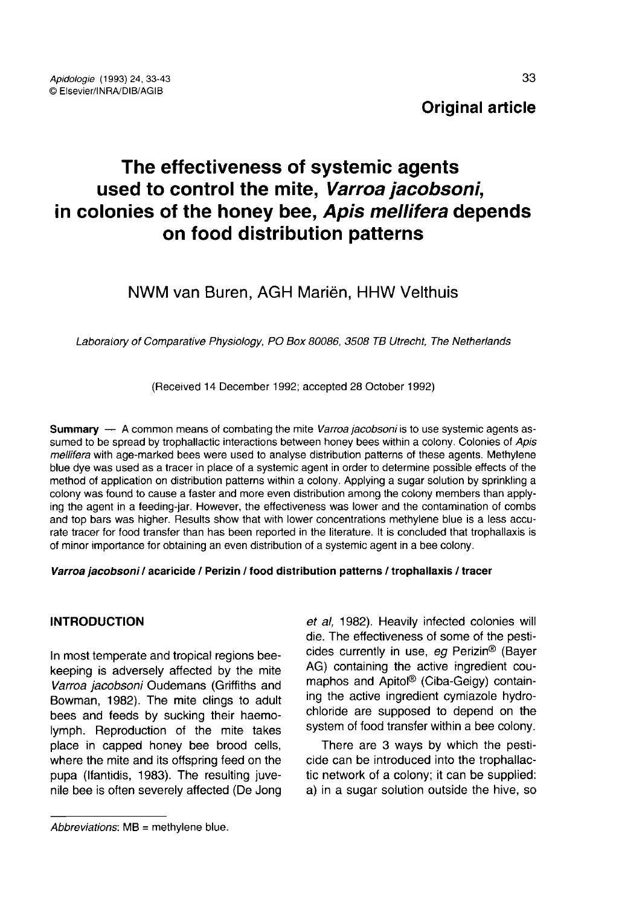**Original article**

# The effectiveness of systemic agents used to control the mite, *Varroa jacobsoni*, in colonies of the honey bee, *Apis mellifera* depends on food distribution patterns

NWM van Buren, AGH Mariën, HHW Velthuis

*Laboratory of Comparative Physiology, PO Box 80086, 3508 TB Utrecht, The Netherlands*

(Received 14 December 1992; accepted 28 October 1992)

**Summary** — A common means of combating the mite *Varroa jacobsoni* is to use systemic agents assumed to be spread by trophallactic interactions between honey bees within a colony. Colonies of *Apis mellifera* with age-marked bees were used to analyse distribution patterns of these agents. Methylene blue dye was used as a tracer in place of a systemic agent in order to determine possible effects of the method of application on distribution patterns within a colony. Applying a sugar solution by sprinkling a colony was found to cause a faster and more even distribution among the colony members than applying the agent in a feeding-jar. However, the effectiveness was lower and the contamination of combs and top bars was higher. Results show that with lower concentrations methylene blue is a less accurate tracer for food transfer than has been reported in the literature. It is concluded that trophallaxis is of minor importance for obtaining an even distribution of a systemic agent in a bee colony.

***Varroa jacobsoni* / acaricide / Perizin / food distribution patterns / trophallaxis / tracer**

## INTRODUCTION

In most temperate and tropical regions beekeeping is adversely affected by the mite *Varroa jacobsoni* Oudemans (Griffiths and Bowman, 1982). The mite clings to adult bees and feeds by sucking their haemolymph. Reproduction of the mite takes place in capped honey bee brood cells, where the mite and its offspring feed on the pupa (Ifantidis, 1983). The resulting juvenile bee is often severely affected (De Jong *et al*, 1982). Heavily infected colonies will die. The effectiveness of some of the pesticides currently in use, *eg* Perizin® (Bayer AG) containing the active ingredient coumaphos and Apitol® (Ciba-Geigy) containing the active ingredient cymiazole hydrochloride are supposed to depend on the system of food transfer within a bee colony.

There are 3 ways by which the pesticide can be introduced into the trophallactic network of a colony; it can be supplied: a) in a sugar solution outside the hive, so

Abbreviations: MB = methylene blue.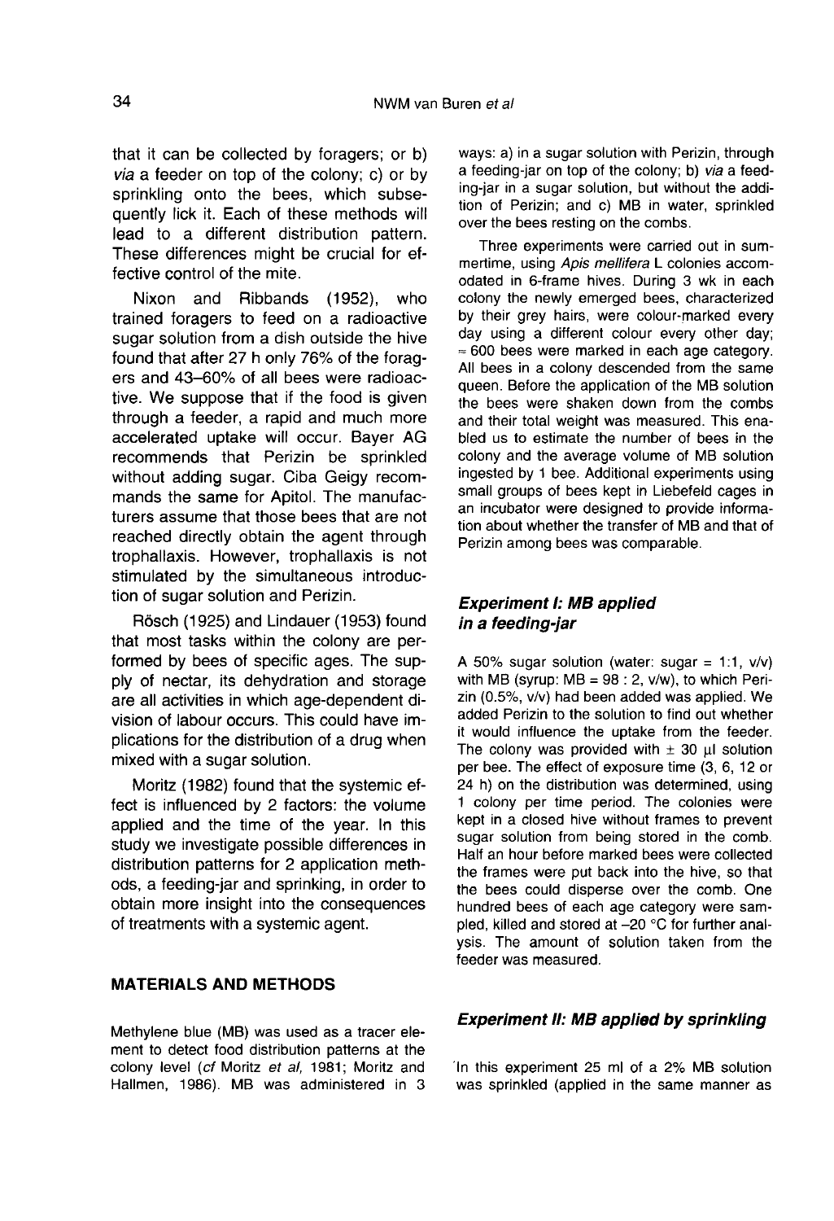that it can be collected by foragers; or b) *via* a feeder on top of the colony; c) or by sprinkling onto the bees, which subsequently lick it. Each of these methods will lead to a different distribution pattern. These differences might be crucial for effective control of the mite.

Nixon and Ribbands (1952), who trained foragers to feed on a radioactive sugar solution from a dish outside the hive found that after 27 h only 76% of the foragers and 43–60% of all bees were radioactive. We suppose that if the food is given through a feeder, a rapid and much more accelerated uptake will occur. Bayer AG recommends that Perizin be sprinkled without adding sugar. Ciba Geigy recommands the same for Apitol. The manufacturers assume that those bees that are not reached directly obtain the agent through trophallaxis. However, trophallaxis is not stimulated by the simultaneous introduction of sugar solution and Perizin.

Rösch (1925) and Lindauer (1953) found that most tasks within the colony are performed by bees of specific ages. The supply of nectar, its dehydration and storage are all activities in which age-dependent division of labour occurs. This could have implications for the distribution of a drug when mixed with a sugar solution.

Moritz (1982) found that the systemic effect is influenced by 2 factors: the volume applied and the time of the year. In this study we investigate possible differences in distribution patterns for 2 application methods, a feeding-jar and sprinkling, in order to obtain more insight into the consequences of treatments with a systemic agent.

## MATERIALS AND METHODS

Methylene blue (MB) was used as a tracer element to detect food distribution patterns at the colony level (*cf* Moritz *et al*, 1981; Moritz and Hallmen, 1986). MB was administered in 3 ways: a) in a sugar solution with Perizin, through a feeding-jar on top of the colony; b) *via* a feeding-jar in a sugar solution, but without the addition of Perizin; and c) MB in water, sprinkled over the bees resting on the combs.

Three experiments were carried out in summertime, using *Apis mellifera* L colonies accommodated in 6-frame hives. During 3 wk in each colony the newly emerged bees, characterized by their grey hairs, were colour-marked every day using a different colour every other day; ≈ 600 bees were marked in each age category. All bees in a colony descended from the same queen. Before the application of the MB solution the bees were shaken down from the combs and their total weight was measured. This enabled us to estimate the number of bees in the colony and the average volume of MB solution ingested by 1 bee. Additional experiments using small groups of bees kept in Liebefeld cages in an incubator were designed to provide information about whether the transfer of MB and that of Perizin among bees was comparable.

### *Experiment I: MB applied in a feeding-jar*

A 50% sugar solution (water: sugar = 1:1, v/v) with MB (syrup: MB = 98 : 2, v/w), to which Perizin (0.5%, v/v) had been added was applied. We added Perizin to the solution to find out whether it would influence the uptake from the feeder. The colony was provided with ± 30 μl solution per bee. The effect of exposure time (3, 6, 12 or 24 h) on the distribution was determined, using 1 colony per time period. The colonies were kept in a closed hive without frames to prevent sugar solution from being stored in the comb. Half an hour before marked bees were collected the frames were put back into the hive, so that the bees could disperse over the comb. One hundred bees of each age category were sampled, killed and stored at –20 °C for further analysis. The amount of solution taken from the feeder was measured.

### *Experiment II: MB applied by sprinkling*

In this experiment 25 ml of a 2% MB solution was sprinkled (applied in the same manner as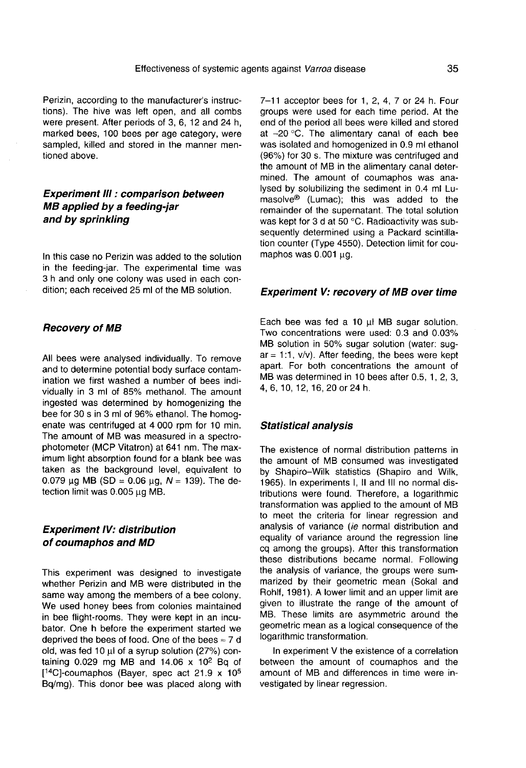Perizin, according to the manufacturer's instructions). The hive was left open, and all combs were present. After periods of 3, 6, 12 and 24 h, marked bees, 100 bees per age category, were sampled, killed and stored in the manner mentioned above.

### *Experiment III : comparison between MB applied by a feeding-jar and by sprinkling*

In this case no Perizin was added to the solution in the feeding-jar. The experimental time was 3 h and only one colony was used in each condition; each received 25 ml of the MB solution.

### *Recovery of MB*

All bees were analysed individually. To remove and to determine potential body surface contamination we first washed a number of bees individually in 3 ml of 85% methanol. The amount ingested was determined by homogenizing the bee for 30 s in 3 ml of 96% ethanol. The homogenate was centrifuged at 4 000 rpm for 10 min. The amount of MB was measured in a spectrophotometer (MCP Vitatron) at 641 nm. The maximum light absorption found for a blank bee was taken as the background level, equivalent to 0.079 µg MB (SD = 0.06 µg, $N = 139$). The detection limit was 0.005 µg MB.

### *Experiment IV: distribution of coumaphos and MD*

This experiment was designed to investigate whether Perizin and MB were distributed in the same way among the members of a bee colony. We used honey bees from colonies maintained in bee flight-rooms. They were kept in an incubator. One h before the experiment started we deprived the bees of food. One of the bees ≈ 7 d old, was fed 10 µl of a syrup solution (27%) containing 0.029 mg MB and $14.06 \times 10^2$ Bq of [$^{14}$C]-coumaphos (Bayer, spec act $21.9 \times 10^5$ Bq/mg). This donor bee was placed along with 7–11 acceptor bees for 1, 2, 4, 7 or 24 h. Four groups were used for each time period. At the end of the period all bees were killed and stored at –20 °C. The alimentary canal of each bee was isolated and homogenized in 0.9 ml ethanol (96%) for 30 s. The mixture was centrifuged and the amount of MB in the alimentary canal determined. The amount of coumaphos was analysed by solubilizing the sediment in 0.4 ml Lumasolve® (Lumac); this was added to the remainder of the supernatant. The total solution was kept for 3 d at 50 °C. Radioactivity was subsequently determined using a Packard scintillation counter (Type 4550). Detection limit for coumaphos was 0.001 µg.

### *Experiment V: recovery of MB over time*

Each bee was fed a 10 µl MB sugar solution. Two concentrations were used: 0.3 and 0.03% MB solution in 50% sugar solution (water: sugar = 1:1, v/v). After feeding, the bees were kept apart. For both concentrations the amount of MB was determined in 10 bees after 0.5, 1, 2, 3, 4, 6, 10, 12, 16, 20 or 24 h.

### *Statistical analysis*

The existence of normal distribution patterns in the amount of MB consumed was investigated by Shapiro–Wilk statistics (Shapiro and Wilk, 1965). In experiments I, II and III no normal distributions were found. Therefore, a logarithmic transformation was applied to the amount of MB to meet the criteria for linear regression and analysis of variance (*ie* normal distribution and equality of variance around the regression line cq among the groups). After this transformation these distributions became normal. Following the analysis of variance, the groups were summarized by their geometric mean (Sokal and Rohlf, 1981). A lower limit and an upper limit are given to illustrate the range of the amount of MB. These limits are asymmetric around the geometric mean as a logical consequence of the logarithmic transformation.

In experiment V the existence of a correlation between the amount of coumaphos and the amount of MB and differences in time were investigated by linear regression.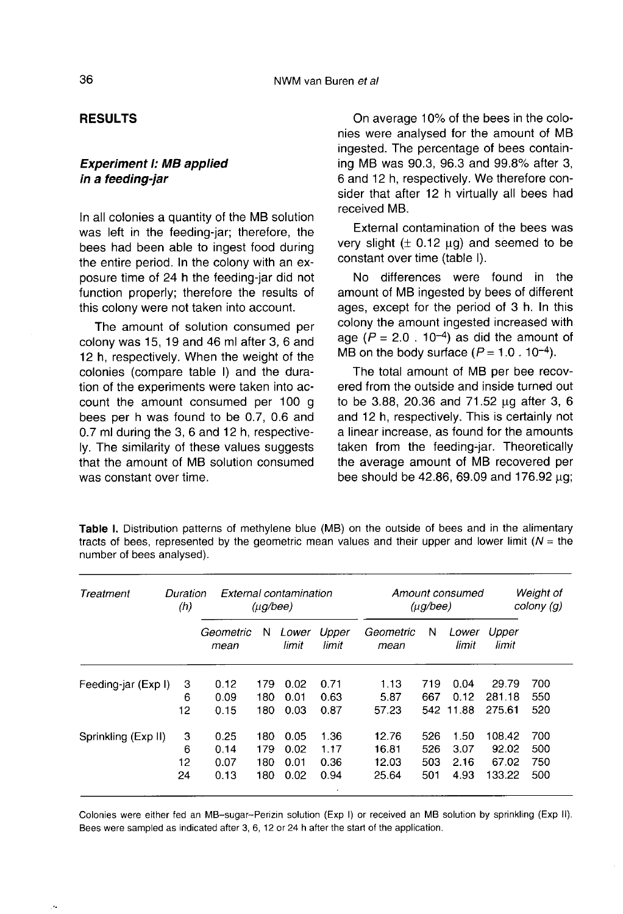## RESULTS

### *Experiment I: MB applied in a feeding-jar*

In all colonies a quantity of the MB solution was left in the feeding-jar; therefore, the bees had been able to ingest food during the entire period. In the colony with an exposure time of 24 h the feeding-jar did not function properly; therefore the results of this colony were not taken into account.

The amount of solution consumed per colony was 15, 19 and 46 ml after 3, 6 and 12 h, respectively. When the weight of the colonies (compare table I) and the duration of the experiments were taken into account the amount consumed per 100 g bees per h was found to be 0.7, 0.6 and 0.7 ml during the 3, 6 and 12 h, respectively. The similarity of these values suggests that the amount of MB solution consumed was constant over time.

On average 10% of the bees in the colonies were analysed for the amount of MB ingested. The percentage of bees containing MB was 90.3, 96.3 and 99.8% after 3, 6 and 12 h, respectively. We therefore consider that after 12 h virtually all bees had received MB.

External contamination of the bees was very slight ($\pm$ 0.12 µg) and seemed to be constant over time (table I).

No differences were found in the amount of MB ingested by bees of different ages, except for the period of 3 h. In this colony the amount ingested increased with age ($P = 2.0 \cdot 10^{-4}$) as did the amount of MB on the body surface ($P = 1.0 \cdot 10^{-4}$).

The total amount of MB per bee recovered from the outside and inside turned out to be 3.88, 20.36 and 71.52 µg after 3, 6 and 12 h, respectively. This is certainly not a linear increase, as found for the amounts taken from the feeding-jar. Theoretically the average amount of MB recovered per bee should be 42.86, 69.09 and 176.92 µg;

**Table I.** Distribution patterns of methylene blue (MB) on the outside of bees and in the alimentary tracts of bees, represented by the geometric mean values and their upper and lower limit ($N$ = the number of bees analysed).

| Treatment | Duration (h) | External contamination (µg/bee) | | | | Amount consumed (µg/bee) | | | | Weight of colony (g) |
|---|---|---|---|---|---|---|---|---|---|---|
| | | Geometric mean | N | Lower limit | Upper limit | Geometric mean | N | Lower limit | Upper limit | |
| Feeding-jar (Exp I) | 3 | 0.12 | 179 | 0.02 | 0.71 | 1.13 | 719 | 0.04 | 29.79 | 700 |
| | 6 | 0.09 | 180 | 0.01 | 0.63 | 5.87 | 667 | 0.12 | 281.18 | 550 |
| | 12 | 0.15 | 180 | 0.03 | 0.87 | 57.23 | 542 | 11.88 | 275.61 | 520 |
| Sprinkling (Exp II) | 3 | 0.25 | 180 | 0.05 | 1.36 | 12.76 | 526 | 1.50 | 108.42 | 700 |
| | 6 | 0.14 | 179 | 0.02 | 1.17 | 16.81 | 526 | 3.07 | 92.02 | 500 |
| | 12 | 0.07 | 180 | 0.01 | 0.36 | 12.03 | 503 | 2.16 | 67.02 | 750 |
| | 24 | 0.13 | 180 | 0.02 | 0.94 | 25.64 | 501 | 4.93 | 133.22 | 500 |

Colonies were either fed an MB–sugar–Perizin solution (Exp I) or received an MB solution by sprinkling (Exp II). Bees were sampled as indicated after 3, 6, 12 or 24 h after the start of the application.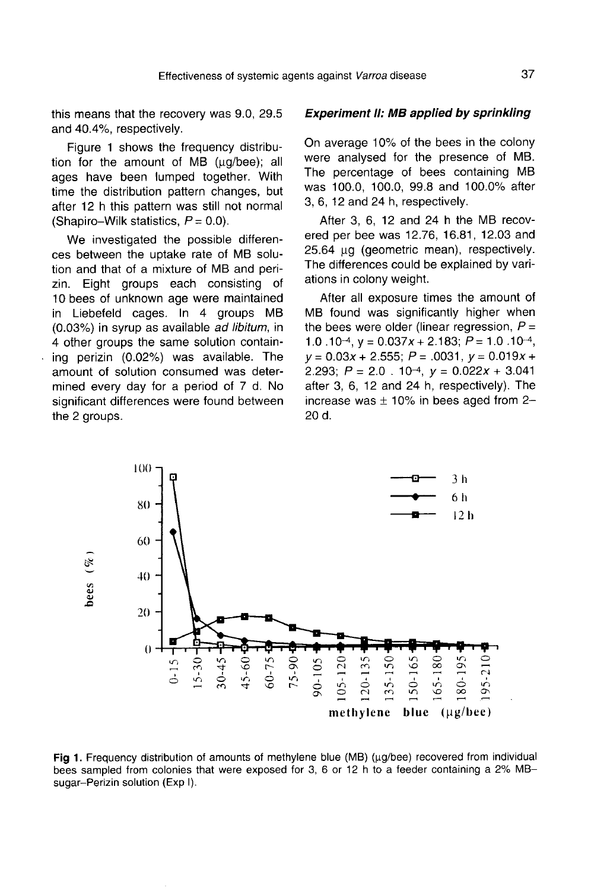this means that the recovery was 9.0, 29.5 and 40.4%, respectively.

Figure 1 shows the frequency distribution for the amount of MB (µg/bee); all ages have been lumped together. With time the distribution pattern changes, but after 12 h this pattern was still not normal (Shapiro–Wilk statistics, $P = 0.0$).

We investigated the possible differences between the uptake rate of MB solution and that of a mixture of MB and perizin. Eight groups each consisting of 10 bees of unknown age were maintained in Liebefeld cages. In 4 groups MB (0.03%) in syrup as available *ad libitum*, in 4 other groups the same solution containing perizin (0.02%) was available. The amount of solution consumed was determined every day for a period of 7 d. No significant differences were found between the 2 groups.

### *Experiment II: MB applied by sprinkling*

On average 10% of the bees in the colony were analysed for the presence of MB. The percentage of bees containing MB was 100.0, 100.0, 99.8 and 100.0% after 3, 6, 12 and 24 h, respectively.

After 3, 6, 12 and 24 h the MB recovered per bee was 12.76, 16.81, 12.03 and 25.64 µg (geometric mean), respectively. The differences could be explained by variations in colony weight.

After all exposure times the amount of MB found was significantly higher when the bees were older (linear regression, $P = 1.0 \cdot 10^{-4}$, $y = 0.037x + 2.183$; $P = 1.0 \cdot 10^{-4}$, $y = 0.03x + 2.555$; $P = .0031$, $y = 0.019x + 2.293$; $P = 2.0 \cdot 10^{-4}$, $y = 0.022x + 3.041$ after 3, 6, 12 and 24 h, respectively). The increase was ± 10% in bees aged from 2–20 d.

Fig 1. Frequency distribution of amounts of methylene blue (MB) (µg/bee) recovered from individual bees sampled from colonies that were exposed for 3, 6 or 12 h to a feeder containing a 2% MB–sugar–Perizin solution (Exp I).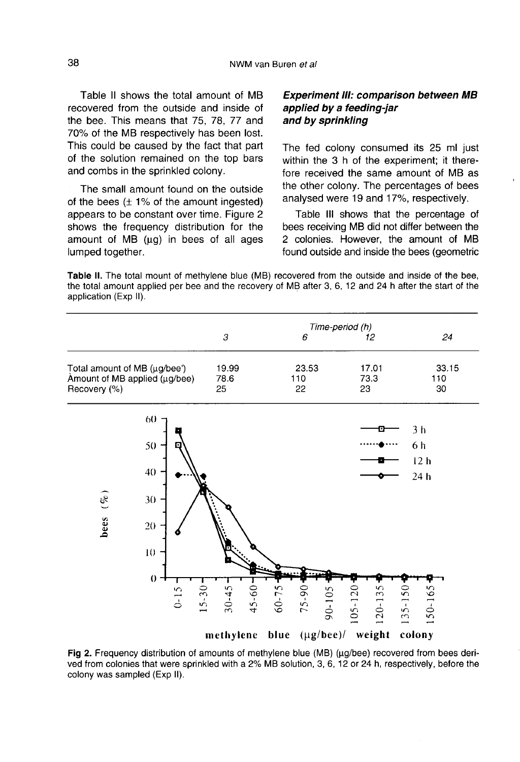Table II shows the total amount of MB recovered from the outside and inside of the bee. This means that 75, 78, 77 and 70% of the MB respectively has been lost. This could be caused by the fact that part of the solution remained on the top bars and combs in the sprinkled colony.

The small amount found on the outside of the bees (± 1% of the amount ingested) appears to be constant over time. Figure 2 shows the frequency distribution for the amount of MB (μg) in bees of all ages lumped together.

### *Experiment III: comparison between MB applied by a feeding-jar and by sprinkling*

The fed colony consumed its 25 ml just within the 3 h of the experiment; it therefore received the same amount of MB as the other colony. The percentages of bees analysed were 19 and 17%, respectively.

Table III shows that the percentage of bees receiving MB did not differ between the 2 colonies. However, the amount of MB found outside and inside the bees (geometric

**Table II.** The total mount of methylene blue (MB) recovered from the outside and inside of the bee, the total amount applied per bee and the recovery of MB after 3, 6, 12 and 24 h after the start of the application (Exp II).

| | *Time-period (h)* | | | |
|---|---|---|---|---|
| | *3* | *6* | *12* | *24* |
| Total amount of MB (μg/bee') | 19.99 | 23.53 | 17.01 | 33.15 |
| Amount of MB applied (μg/bee) | 78.6 | 110 | 73.3 | 110 |
| Recovery (%) | 25 | 22 | 23 | 30 |

**Fig 2.** Frequency distribution of amounts of methylene blue (MB) (μg/bee) recovered from bees derived from colonies that were sprinkled with a 2% MB solution, 3, 6, 12 or 24 h, respectively, before the colony was sampled (Exp II).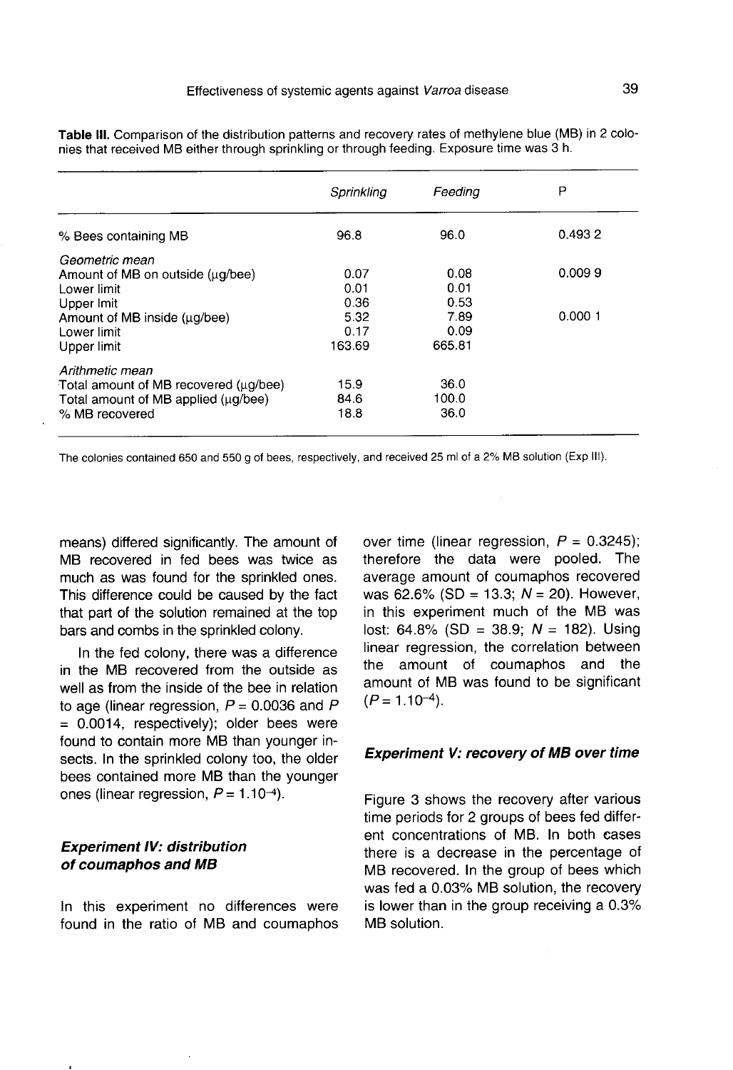**Table III.** Comparison of the distribution patterns and recovery rates of methylene blue (MB) in 2 colonies that received MB either through sprinkling or through feeding. Exposure time was 3 h.

| | *Sprinkling* | *Feeding* | P |
|---|---|---|---|
| % Bees containing MB | 96.8 | 96.0 | 0.493 2 |
| *Geometric mean* | | | |
| Amount of MB on outside (μg/bee) | 0.07 | 0.08 | 0.009 9 |
| Lower limit | 0.01 | 0.01 | |
| Upper lmit | 0.36 | 0.53 | |
| Amount of MB inside (μg/bee) | 5.32 | 7.89 | 0.000 1 |
| Lower limit | 0.17 | 0.09 | |
| Upper limit | 163.69 | 665.81 | |
| *Arithmetic mean* | | | |
| Total amount of MB recovered (μg/bee) | 15.9 | 36.0 | |
| Total amount of MB applied (μg/bee) | 84.6 | 100.0 | |
| % MB recovered | 18.8 | 36.0 | |

The colonies contained 650 and 550 g of bees, respectively, and received 25 ml of a 2% MB solution (Exp III).

means) differed significantly. The amount of MB recovered in fed bees was twice as much as was found for the sprinkled ones. This difference could be caused by the fact that part of the solution remained at the top bars and combs in the sprinkled colony.

In the fed colony, there was a difference in the MB recovered from the outside as well as from the inside of the bee in relation to age (linear regression, $P = 0.0036$ and $P = 0.0014$, respectively); older bees were found to contain more MB than younger insects. In the sprinkled colony too, the older bees contained more MB than the younger ones (linear regression, $P = 1.10^{-4}$).

### *Experiment IV: distribution of coumaphos and MB*

In this experiment no differences were found in the ratio of MB and coumaphos over time (linear regression, $P = 0.3245$); therefore the data were pooled. The average amount of coumaphos recovered was 62.6% (SD = 13.3; $N = 20$). However, in this experiment much of the MB was lost: 64.8% (SD = 38.9; $N = 182$). Using linear regression, the correlation between the amount of coumaphos and the amount of MB was found to be significant ($P = 1.10^{-4}$).

### *Experiment V: recovery of MB over time*

Figure 3 shows the recovery after various time periods for 2 groups of bees fed different concentrations of MB. In both cases there is a decrease in the percentage of MB recovered. In the group of bees which was fed a 0.03% MB solution, the recovery is lower than in the group receiving a 0.3% MB solution.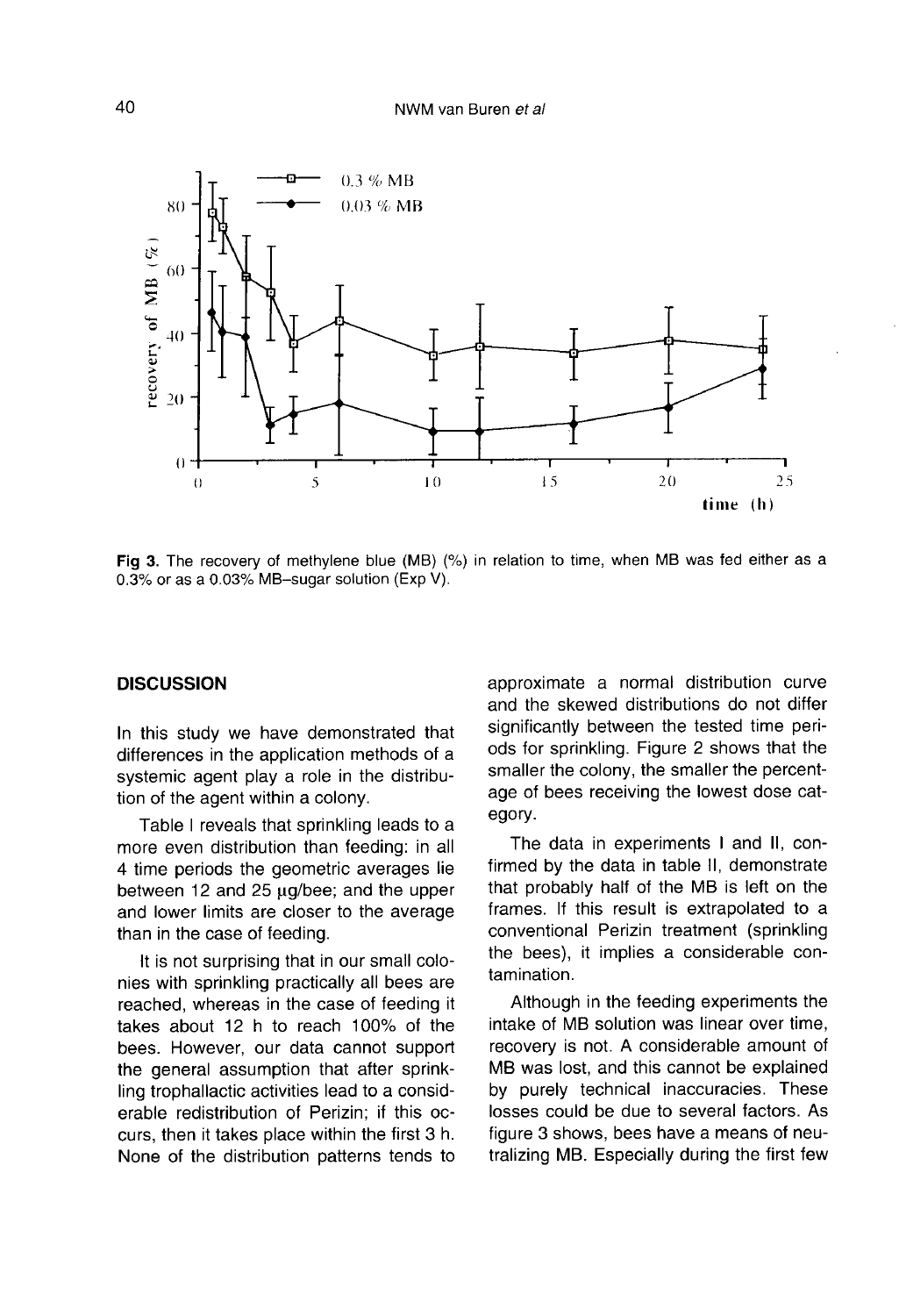Fig 3. The recovery of methylene blue (MB) (%) in relation to time, when MB was fed either as a 0.3% or as a 0.03% MB–sugar solution (Exp V).

## DISCUSSION

In this study we have demonstrated that differences in the application methods of a systemic agent play a role in the distribution of the agent within a colony.

Table I reveals that sprinkling leads to a more even distribution than feeding: in all 4 time periods the geometric averages lie between 12 and 25 μg/bee; and the upper and lower limits are closer to the average than in the case of feeding.

It is not surprising that in our small colonies with sprinkling practically all bees are reached, whereas in the case of feeding it takes about 12 h to reach 100% of the bees. However, our data cannot support the general assumption that after sprinkling trophallactic activities lead to a considerable redistribution of Perizin; if this occurs, then it takes place within the first 3 h. None of the distribution patterns tends to approximate a normal distribution curve and the skewed distributions do not differ significantly between the tested time periods for sprinkling. Figure 2 shows that the smaller the colony, the smaller the percentage of bees receiving the lowest dose category.

The data in experiments I and II, confirmed by the data in table II, demonstrate that probably half of the MB is left on the frames. If this result is extrapolated to a conventional Perizin treatment (sprinkling the bees), it implies a considerable contamination.

Although in the feeding experiments the intake of MB solution was linear over time, recovery is not. A considerable amount of MB was lost, and this cannot be explained by purely technical inaccuracies. These losses could be due to several factors. As figure 3 shows, bees have a means of neutralizing MB. Especially during the first few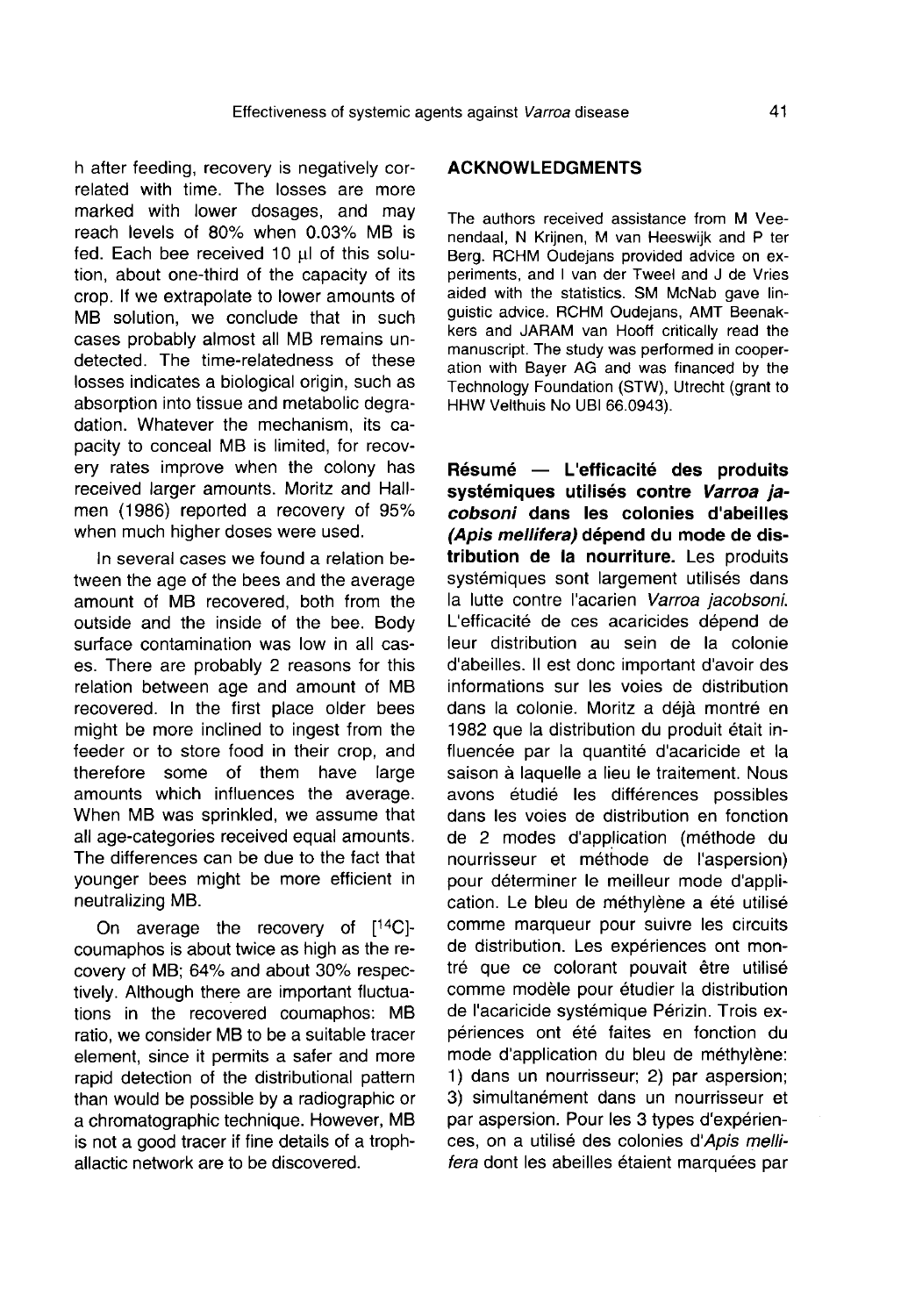h after feeding, recovery is negatively correlated with time. The losses are more marked with lower dosages, and may reach levels of 80% when 0.03% MB is fed. Each bee received 10 μl of this solution, about one-third of the capacity of its crop. If we extrapolate to lower amounts of MB solution, we conclude that in such cases probably almost all MB remains undetected. The time-relatedness of these losses indicates a biological origin, such as absorption into tissue and metabolic degradation. Whatever the mechanism, its capacity to conceal MB is limited, for recovery rates improve when the colony has received larger amounts. Moritz and Hallmen (1986) reported a recovery of 95% when much higher doses were used.

In several cases we found a relation between the age of the bees and the average amount of MB recovered, both from the outside and the inside of the bee. Body surface contamination was low in all cases. There are probably 2 reasons for this relation between age and amount of MB recovered. In the first place older bees might be more inclined to ingest from the feeder or to store food in their crop, and therefore some of them have large amounts which influences the average. When MB was sprinkled, we assume that all age-categories received equal amounts. The differences can be due to the fact that younger bees might be more efficient in neutralizing MB.

On average the recovery of [$^{14}$C]-coumaphos is about twice as high as the recovery of MB; 64% and about 30% respectively. Although there are important fluctuations in the recovered coumaphos: MB ratio, we consider MB to be a suitable tracer element, since it permits a safer and more rapid detection of the distributional pattern than would be possible by a radiographic or a chromatographic technique. However, MB is not a good tracer if fine details of a trophallactic network are to be discovered.

## ACKNOWLEDGMENTS

The authors received assistance from M Veenendaal, N Krijnen, M van Heeswijk and P ter Berg. RCHM Oudejans provided advice on experiments, and I van der Tweel and J de Vries aided with the statistics. SM McNab gave linguistic advice. RCHM Oudejans, AMT Beenakkers and JARAM van Hooff critically read the manuscript. The study was performed in cooperation with Bayer AG and was financed by the Technology Foundation (STW), Utrecht (grant to HHW Velthuis No UBI 66.0943).

**Résumé — L'efficacité des produits systémiques utilisés contre *Varroa jacobsoni* dans les colonies d'abeilles *(Apis mellifera)* dépend du mode de distribution de la nourriture.** Les produits systémiques sont largement utilisés dans la lutte contre l'acarien *Varroa jacobsoni*. L'efficacité de ces acaricides dépend de leur distribution au sein de la colonie d'abeilles. Il est donc important d'avoir des informations sur les voies de distribution dans la colonie. Moritz a déjà montré en 1982 que la distribution du produit était influencée par la quantité d'acaricide et la saison à laquelle a lieu le traitement. Nous avons étudié les différences possibles dans les voies de distribution en fonction de 2 modes d'application (méthode du nourrisseur et méthode de l'aspersion) pour déterminer le meilleur mode d'application. Le bleu de méthylène a été utilisé comme marqueur pour suivre les circuits de distribution. Les expériences ont montré que ce colorant pouvait être utilisé comme modèle pour étudier la distribution de l'acaricide systémique Périzin. Trois expériences ont été faites en fonction du mode d'application du bleu de méthylène: 1) dans un nourrisseur; 2) par aspersion; 3) simultanément dans un nourrisseur et par aspersion. Pour les 3 types d'expériences, on a utilisé des colonies d'*Apis mellifera* dont les abeilles étaient marquées par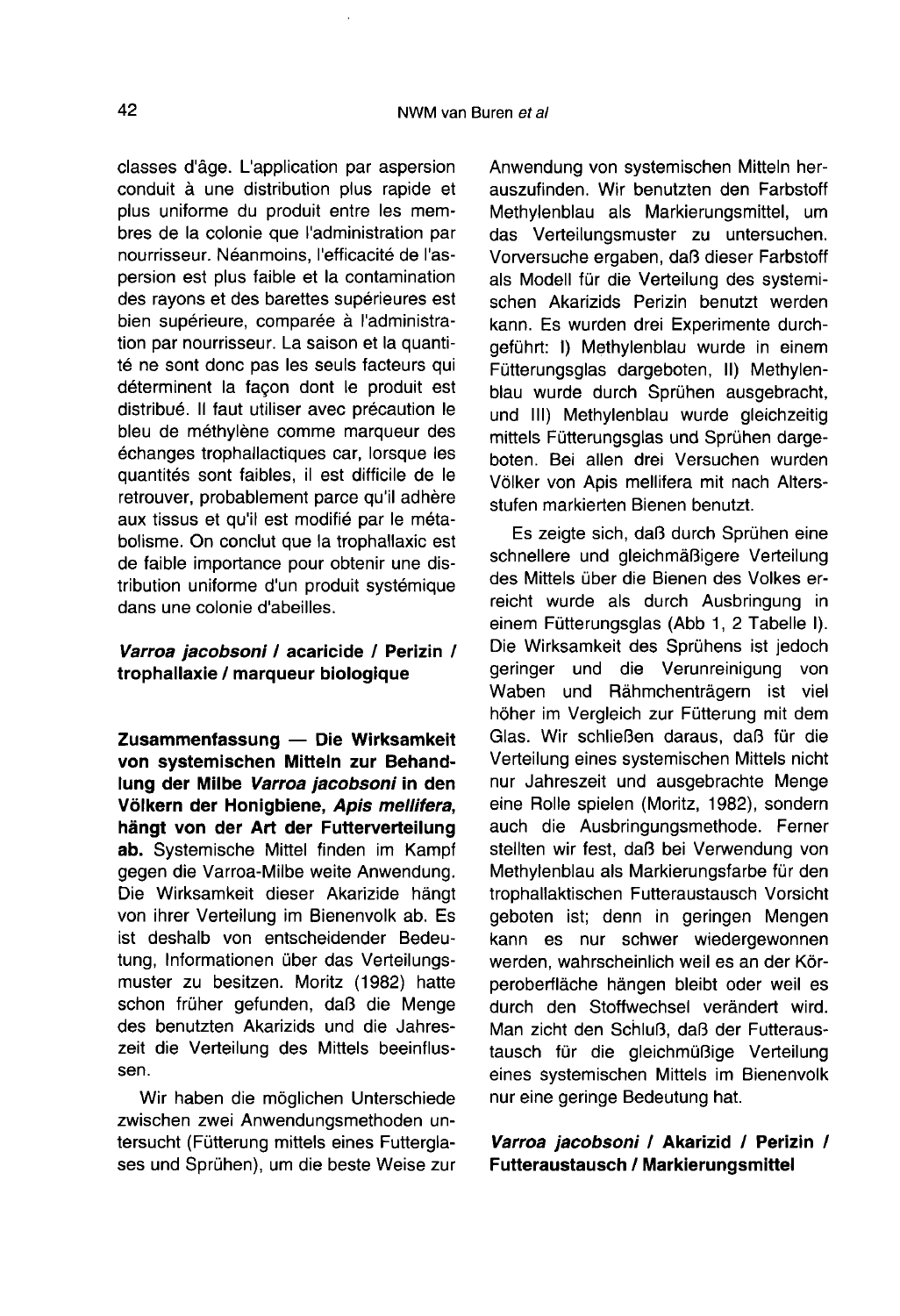classes d'âge. L'application par aspersion conduit à une distribution plus rapide et plus uniforme du produit entre les membres de la colonie que l'administration par nourrisseur. Néanmoins, l'efficacité de l'aspersion est plus faible et la contamination des rayons et des barettes supérieures est bien supérieure, comparée à l'administration par nourrisseur. La saison et la quantité ne sont donc pas les seuls facteurs qui déterminent la façon dont le produit est distribué. Il faut utiliser avec précaution le bleu de méthylène comme marqueur des échanges trophallactiques car, lorsque les quantités sont faibles, il est difficile de le retrouver, probablement parce qu'il adhère aux tissus et qu'il est modifié par le métabolisme. On conclut que la trophallaxie est de faible importance pour obtenir une distribution uniforme d'un produit systémique dans une colonie d'abeilles.

***Varroa jacobsoni* / acaricide / Perizin / trophallaxie / marqueur biologique**

**Zusammenfassung — Die Wirksamkeit von systemischen Mitteln zur Behandlung der Milbe *Varroa jacobsoni* in den Völkern der Honigbiene, *Apis mellifera*, hängt von der Art der Futterverteilung ab.** Systemische Mittel finden im Kampf gegen die Varroa-Milbe weite Anwendung. Die Wirksamkeit dieser Akarizide hängt von ihrer Verteilung im Bienenvolk ab. Es ist deshalb von entscheidender Bedeutung, Informationen über das Verteilungsmuster zu besitzen. Moritz (1982) hatte schon früher gefunden, daß die Menge des benutzten Akarizids und die Jahreszeit die Verteilung des Mittels beeinflussen.

Wir haben die möglichen Unterschiede zwischen zwei Anwendungsmethoden untersucht (Fütterung mittels eines Futterglases und Sprühen), um die beste Weise zur Anwendung von systemischen Mitteln herauszufinden. Wir benutzten den Farbstoff Methylenblau als Markierungsmittel, um das Verteilungsmuster zu untersuchen. Vorversuche ergaben, daß dieser Farbstoff als Modell für die Verteilung des systemischen Akarizids Perizin benutzt werden kann. Es wurden drei Experimente durchgeführt: I) Methylenblau wurde in einem Fütterungsglas dargeboten, II) Methylenblau wurde durch Sprühen ausgebracht, und III) Methylenblau wurde gleichzeitig mittels Fütterungsglas und Sprühen dargeboten. Bei allen drei Versuchen wurden Völker von Apis mellifera mit nach Altersstufen markierten Bienen benutzt.

Es zeigte sich, daß durch Sprühen eine schnellere und gleichmäßigere Verteilung des Mittels über die Bienen des Volkes erreicht wurde als durch Ausbringung in einem Fütterungsglas (Abb 1, 2 Tabelle I). Die Wirksamkeit des Sprühens ist jedoch geringer und die Verunreinigung von Waben und Rähmchenträgern ist viel höher im Vergleich zur Fütterung mit dem Glas. Wir schließen daraus, daß für die Verteilung eines systemischen Mittels nicht nur Jahreszeit und ausgebrachte Menge eine Rolle spielen (Moritz, 1982), sondern auch die Ausbringungsmethode. Ferner stellten wir fest, daß bei Verwendung von Methylenblau als Markierungsfarbe für den trophallaktischen Futteraustausch Vorsicht geboten ist; denn in geringen Mengen kann es nur schwer wiedergewonnen werden, wahrscheinlich weil es an der Körperoberfläche hängen bleibt oder weil es durch den Stoffwechsel verändert wird. Man zieht den Schluß, daß der Futteraustausch für die gleichmäßige Verteilung eines systemischen Mittels im Bienenvolk nur eine geringe Bedeutung hat.

***Varroa jacobsoni* / Akarizid / Perizin / Futteraustausch / Markierungsmittel**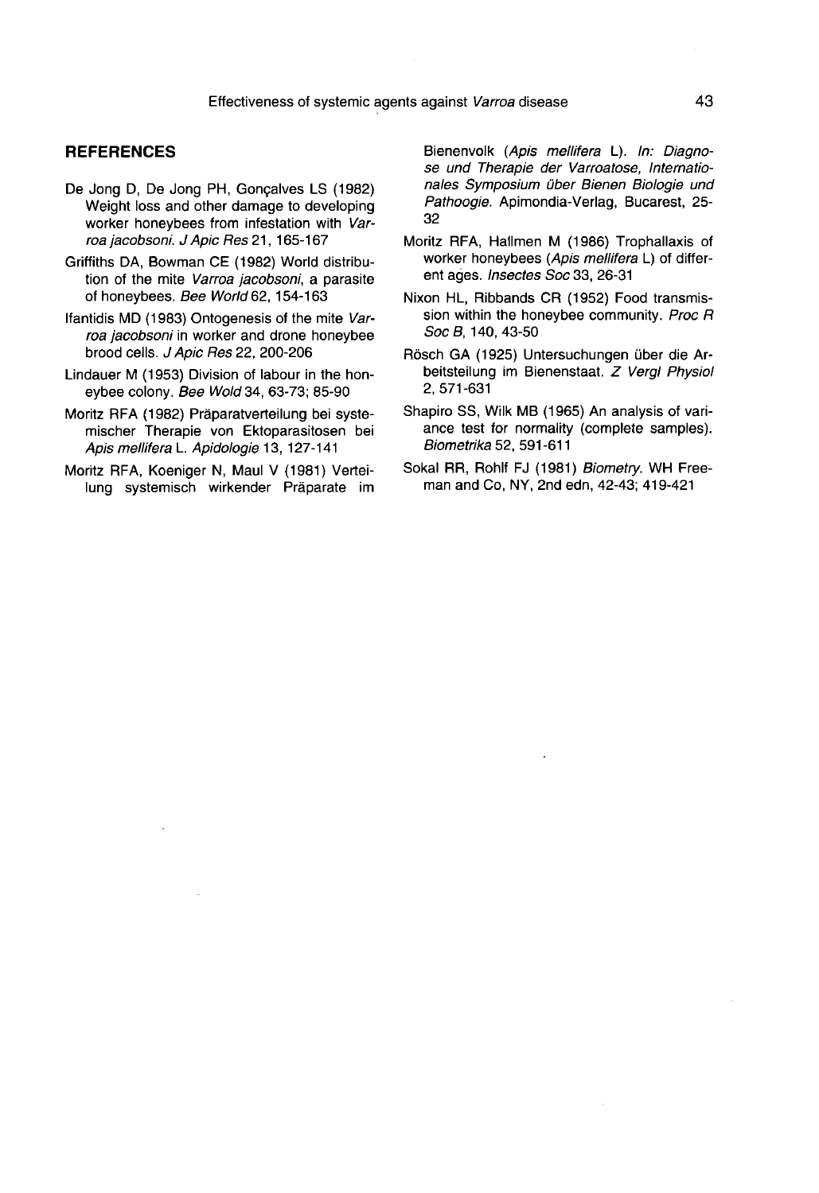## REFERENCES

De Jong D, De Jong PH, Gonçalves LS (1982) Weight loss and other damage to developing worker honeybees from infestation with *Varroa jacobsoni*. *J Apic Res* 21, 165-167

Griffiths DA, Bowman CE (1982) World distribution of the mite *Varroa jacobsoni*, a parasite of honeybees. *Bee World* 62, 154-163

Ifantidis MD (1983) Ontogenesis of the mite *Varroa jacobsoni* in worker and drone honeybee brood cells. *J Apic Res* 22, 200-206

Lindauer M (1953) Division of labour in the honeybee colony. *Bee Wold* 34, 63-73; 85-90

Moritz RFA (1982) Präparatverteilung bei systemischer Therapie von Ektoparasitosen bei *Apis mellifera* L. *Apidologie* 13, 127-141

Moritz RFA, Koeniger N, Maul V (1981) Verteilung systemisch wirkender Präparate im Bienenvolk (*Apis mellifera* L). *In: Diagnose und Therapie der Varroatose, Internationales Symposium über Bienen Biologie und Pathoogie*. Apimondia-Verlag, Bucarest, 25-32

Moritz RFA, Hallmen M (1986) Trophallaxis of worker honeybees (*Apis mellifera* L) of different ages. *Insectes Soc* 33, 26-31

Nixon HL, Ribbands CR (1952) Food transmission within the honeybee community. *Proc R Soc B*, 140, 43-50

Rösch GA (1925) Untersuchungen über die Arbeitsteilung im Bienenstaat. *Z Vergl Physiol* 2, 571-631

Shapiro SS, Wilk MB (1965) An analysis of variance test for normality (complete samples). *Biometrika* 52, 591-611

Sokal RR, Rohlf FJ (1981) *Biometry*. WH Freeman and Co, NY, 2nd edn, 42-43; 419-421